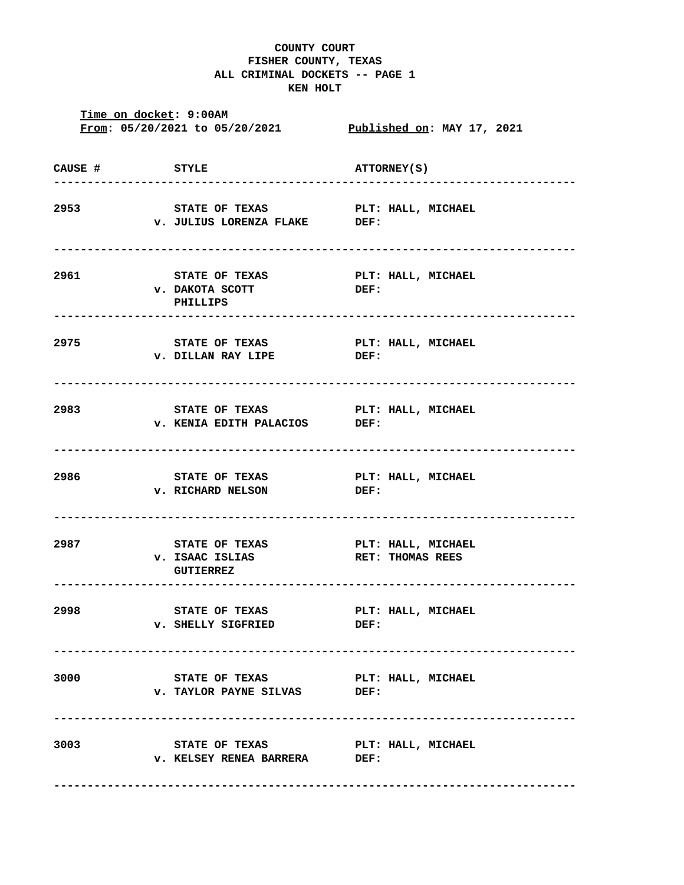**COUNTY COURT**
**FISHER COUNTY, TEXAS**
**ALL CRIMINAL DOCKETS -- PAGE 1**
**KEN HOLT**

**Time on docket: 9:00AM**
**From: 05/20/2021 to 05/20/2021** **Published on: MAY 17, 2021**

| CAUSE # | STYLE | ATTORNEY(S) |
|---|---|---|
| 2953 | STATE OF TEXAS v. JULIUS LORENZA FLAKE | PLT: HALL, MICHAEL DEF: |
| 2961 | STATE OF TEXAS v. DAKOTA SCOTT PHILLIPS | PLT: HALL, MICHAEL DEF: |
| 2975 | STATE OF TEXAS v. DILLAN RAY LIPE | PLT: HALL, MICHAEL DEF: |
| 2983 | STATE OF TEXAS v. KENIA EDITH PALACIOS | PLT: HALL, MICHAEL DEF: |
| 2986 | STATE OF TEXAS v. RICHARD NELSON | PLT: HALL, MICHAEL DEF: |
| 2987 | STATE OF TEXAS v. ISAAC ISLIAS GUTIERREZ | PLT: HALL, MICHAEL RET: THOMAS REES |
| 2998 | STATE OF TEXAS v. SHELLY SIGFRIED | PLT: HALL, MICHAEL DEF: |
| 3000 | STATE OF TEXAS v. TAYLOR PAYNE SILVAS | PLT: HALL, MICHAEL DEF: |
| 3003 | STATE OF TEXAS v. KELSEY RENEA BARRERA | PLT: HALL, MICHAEL DEF: |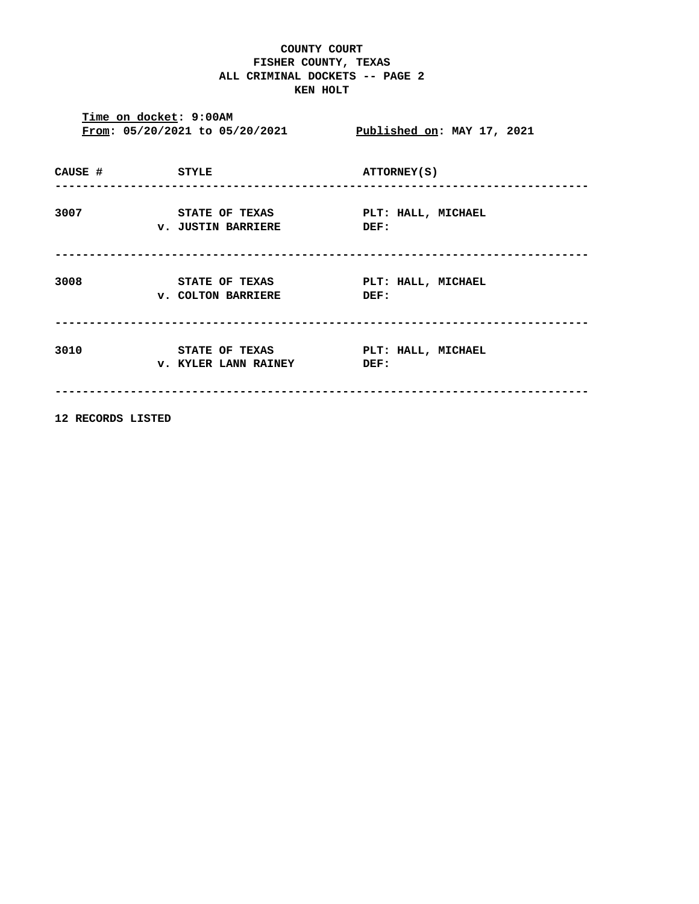**COUNTY COURT**
**FISHER COUNTY, TEXAS**
**ALL CRIMINAL DOCKETS -- PAGE 2**
**KEN HOLT**

**Time on docket: 9:00AM**
**From: 05/20/2021 to 05/20/2021** **Published on: MAY 17, 2021**

| CAUSE # | STYLE | ATTORNEY(S) |
|---|---|---|
| 3007 | STATE OF TEXAS v. JUSTIN BARRIERE | PLT: HALL, MICHAEL DEF: |
| 3008 | STATE OF TEXAS v. COLTON BARRIERE | PLT: HALL, MICHAEL DEF: |
| 3010 | STATE OF TEXAS v. KYLER LANN RAINEY | PLT: HALL, MICHAEL DEF: |

**12 RECORDS LISTED**